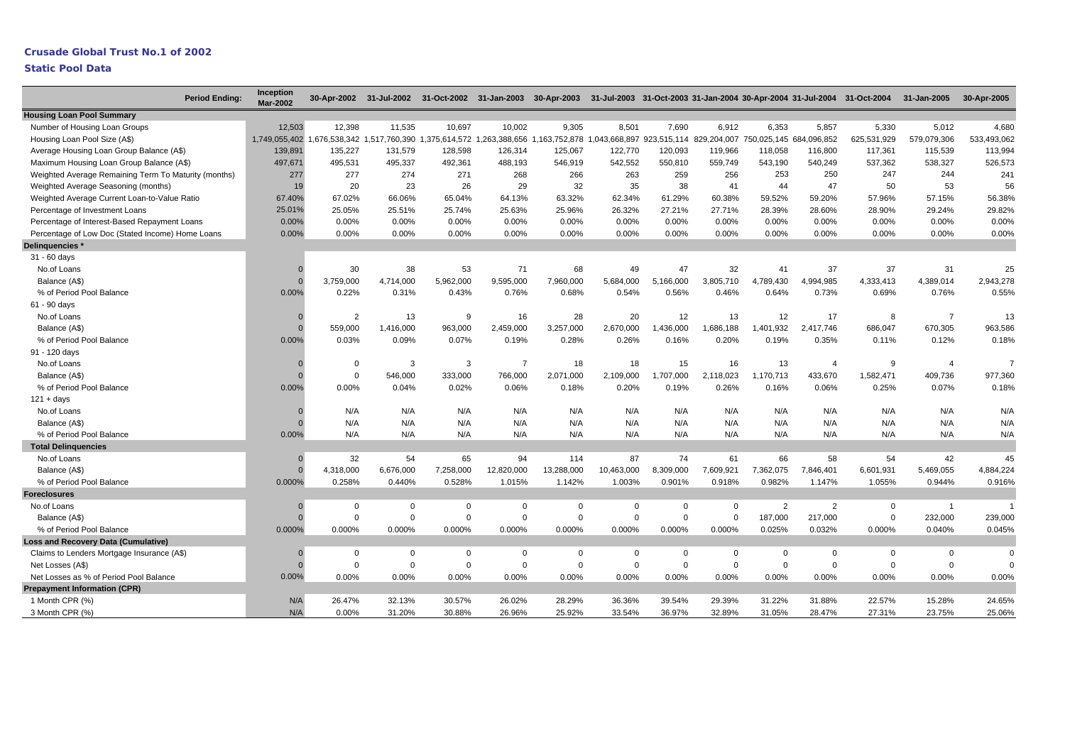# Crusade Global Trust No.1 of 2002

## Static Pool Data

| Period Ending: | Inception Mar-2002 | 30-Apr-2002 | 31-Jul-2002 | 31-Oct-2002 | 31-Jan-2003 | 30-Apr-2003 | 31-Jul-2003 | 31-Oct-2003 | 31-Jan-2004 | 30-Apr-2004 | 31-Jul-2004 | 31-Oct-2004 | 31-Jan-2005 | 30-Apr-2005 |
|---|---|---|---|---|---|---|---|---|---|---|---|---|---|---|
| **Housing Loan Pool Summary** | | | | | | | | | | | | | | |
| Number of Housing Loan Groups | 12,503 | 12,398 | 11,535 | 10,697 | 10,002 | 9,305 | 8,501 | 7,690 | 6,912 | 6,353 | 5,857 | 5,330 | 5,012 | 4,680 |
| Housing Loan Pool Size (A$) | 1,749,055,402 | 1,676,538,342 | 1,517,760,390 | 1,375,614,572 | 1,263,388,656 | 1,163,752,878 | 1,043,668,897 | 923,515,114 | 829,204,007 | 750,025,145 | 684,096,852 | 625,531,929 | 579,079,306 | 533,493,062 |
| Average Housing Loan Group Balance (A$) | 139,891 | 135,227 | 131,579 | 128,598 | 126,314 | 125,067 | 122,770 | 120,093 | 119,966 | 118,058 | 116,800 | 117,361 | 115,539 | 113,994 |
| Maximum Housing Loan Group Balance (A$) | 497,671 | 495,531 | 495,337 | 492,361 | 488,193 | 546,919 | 542,552 | 550,810 | 559,749 | 543,190 | 540,249 | 537,362 | 538,327 | 526,573 |
| Weighted Average Remaining Term To Maturity (months) | 277 | 277 | 274 | 271 | 268 | 266 | 263 | 259 | 256 | 253 | 250 | 247 | 244 | 241 |
| Weighted Average Seasoning (months) | 19 | 20 | 23 | 26 | 29 | 32 | 35 | 38 | 41 | 44 | 47 | 50 | 53 | 56 |
| Weighted Average Current Loan-to-Value Ratio | 67.40% | 67.02% | 66.06% | 65.04% | 64.13% | 63.32% | 62.34% | 61.29% | 60.38% | 59.52% | 59.20% | 57.96% | 57.15% | 56.38% |
| Percentage of Investment Loans | 25.01% | 25.05% | 25.51% | 25.74% | 25.63% | 25.96% | 26.32% | 27.21% | 27.71% | 28.39% | 28.60% | 28.90% | 29.24% | 29.82% |
| Percentage of Interest-Based Repayment Loans | 0.00% | 0.00% | 0.00% | 0.00% | 0.00% | 0.00% | 0.00% | 0.00% | 0.00% | 0.00% | 0.00% | 0.00% | 0.00% | 0.00% |
| Percentage of Low Doc (Stated Income) Home Loans | 0.00% | 0.00% | 0.00% | 0.00% | 0.00% | 0.00% | 0.00% | 0.00% | 0.00% | 0.00% | 0.00% | 0.00% | 0.00% | 0.00% |
| **Delinquencies** * | | | | | | | | | | | | | | |
| 31 - 60 days | | | | | | | | | | | | | | |
| No.of Loans | 0 | 30 | 38 | 53 | 71 | 68 | 49 | 47 | 32 | 41 | 37 | 37 | 31 | 25 |
| Balance (A$) | 0 | 3,759,000 | 4,714,000 | 5,962,000 | 9,595,000 | 7,960,000 | 5,684,000 | 5,166,000 | 3,805,710 | 4,789,430 | 4,994,985 | 4,333,413 | 4,389,014 | 2,943,278 |
| % of Period Pool Balance | 0.00% | 0.22% | 0.31% | 0.43% | 0.76% | 0.68% | 0.54% | 0.56% | 0.46% | 0.64% | 0.73% | 0.69% | 0.76% | 0.55% |
| 61 - 90 days | | | | | | | | | | | | | | |
| No.of Loans | 0 | 2 | 13 | 9 | 16 | 28 | 20 | 12 | 13 | 12 | 17 | 8 | 7 | 13 |
| Balance (A$) | 0 | 559,000 | 1,416,000 | 963,000 | 2,459,000 | 3,257,000 | 2,670,000 | 1,436,000 | 1,686,188 | 1,401,932 | 2,417,746 | 686,047 | 670,305 | 963,586 |
| % of Period Pool Balance | 0.00% | 0.03% | 0.09% | 0.07% | 0.19% | 0.28% | 0.26% | 0.16% | 0.20% | 0.19% | 0.35% | 0.11% | 0.12% | 0.18% |
| 91 - 120 days | | | | | | | | | | | | | | |
| No.of Loans | 0 | 0 | 3 | 3 | 7 | 18 | 18 | 15 | 16 | 13 | 4 | 9 | 4 | 7 |
| Balance (A$) | 0 | 0 | 546,000 | 333,000 | 766,000 | 2,071,000 | 2,109,000 | 1,707,000 | 2,118,023 | 1,170,713 | 433,670 | 1,582,471 | 409,736 | 977,360 |
| % of Period Pool Balance | 0.00% | 0.00% | 0.04% | 0.02% | 0.06% | 0.18% | 0.20% | 0.19% | 0.26% | 0.16% | 0.06% | 0.25% | 0.07% | 0.18% |
| 121 + days | | | | | | | | | | | | | | |
| No.of Loans | 0 | N/A | N/A | N/A | N/A | N/A | N/A | N/A | N/A | N/A | N/A | N/A | N/A | N/A |
| Balance (A$) | 0 | N/A | N/A | N/A | N/A | N/A | N/A | N/A | N/A | N/A | N/A | N/A | N/A | N/A |
| % of Period Pool Balance | 0.00% | N/A | N/A | N/A | N/A | N/A | N/A | N/A | N/A | N/A | N/A | N/A | N/A | N/A |
| **Total Delinquencies** | | | | | | | | | | | | | | |
| No.of Loans | 0 | 32 | 54 | 65 | 94 | 114 | 87 | 74 | 61 | 66 | 58 | 54 | 42 | 45 |
| Balance (A$) | 0 | 4,318,000 | 6,676,000 | 7,258,000 | 12,820,000 | 13,288,000 | 10,463,000 | 8,309,000 | 7,609,921 | 7,362,075 | 7,846,401 | 6,601,931 | 5,469,055 | 4,884,224 |
| % of Period Pool Balance | 0.000% | 0.258% | 0.440% | 0.528% | 1.015% | 1.142% | 1.003% | 0.901% | 0.918% | 0.982% | 1.147% | 1.055% | 0.944% | 0.916% |
| **Foreclosures** | | | | | | | | | | | | | | |
| No.of Loans | 0 | 0 | 0 | 0 | 0 | 0 | 0 | 0 | 0 | 2 | 2 | 0 | 1 | 1 |
| Balance (A$) | 0 | 0 | 0 | 0 | 0 | 0 | 0 | 0 | 0 | 187,000 | 217,000 | 0 | 232,000 | 239,000 |
| % of Period Pool Balance | 0.000% | 0.000% | 0.000% | 0.000% | 0.000% | 0.000% | 0.000% | 0.000% | 0.000% | 0.025% | 0.032% | 0.000% | 0.040% | 0.045% |
| **Loss and Recovery Data (Cumulative)** | | | | | | | | | | | | | | |
| Claims to Lenders Mortgage Insurance (A$) | 0 | 0 | 0 | 0 | 0 | 0 | 0 | 0 | 0 | 0 | 0 | 0 | 0 | 0 |
| Net Losses (A$) | 0 | 0 | 0 | 0 | 0 | 0 | 0 | 0 | 0 | 0 | 0 | 0 | 0 | 0 |
| Net Losses as % of Period Pool Balance | 0.00% | 0.00% | 0.00% | 0.00% | 0.00% | 0.00% | 0.00% | 0.00% | 0.00% | 0.00% | 0.00% | 0.00% | 0.00% | 0.00% |
| **Prepayment Information (CPR)** | | | | | | | | | | | | | | |
| 1 Month CPR (%) | N/A | 26.47% | 32.13% | 30.57% | 26.02% | 28.29% | 36.36% | 39.54% | 29.39% | 31.22% | 31.88% | 22.57% | 15.28% | 24.65% |
| 3 Month CPR (%) | N/A | 0.00% | 31.20% | 30.88% | 26.96% | 25.92% | 33.54% | 36.97% | 32.89% | 31.05% | 28.47% | 27.31% | 23.75% | 25.06% |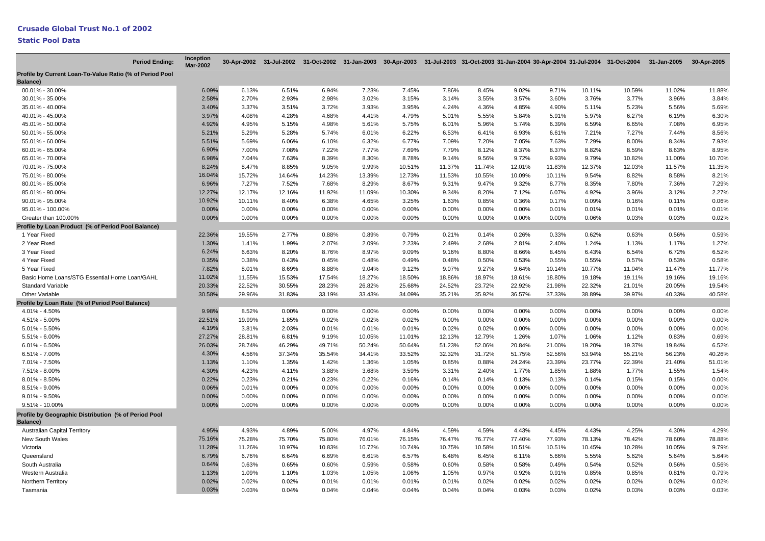# Crusade Global Trust No.1 of 2002

## Static Pool Data

| Period Ending: | Inception Mar-2002 | 30-Apr-2002 | 31-Jul-2002 | 31-Oct-2002 | 31-Jan-2003 | 30-Apr-2003 | 31-Jul-2003 | 31-Oct-2003 | 31-Jan-2004 | 30-Apr-2004 | 31-Jul-2004 | 31-Oct-2004 | 31-Jan-2005 | 30-Apr-2005 |
|---|---|---|---|---|---|---|---|---|---|---|---|---|---|---|
| **Profile by Current Loan-To-Value Ratio (% of Period Pool Balance)** | | | | | | | | | | | | | | |
| 00.01% - 30.00% | 6.09% | 6.13% | 6.51% | 6.94% | 7.23% | 7.45% | 7.86% | 8.45% | 9.02% | 9.71% | 10.11% | 10.59% | 11.02% | 11.88% |
| 30.01% - 35.00% | 2.58% | 2.70% | 2.93% | 2.98% | 3.02% | 3.15% | 3.14% | 3.55% | 3.57% | 3.60% | 3.76% | 3.77% | 3.96% | 3.84% |
| 35.01% - 40.00% | 3.40% | 3.37% | 3.51% | 3.72% | 3.93% | 3.95% | 4.24% | 4.36% | 4.85% | 4.90% | 5.11% | 5.23% | 5.56% | 5.69% |
| 40.01% - 45.00% | 3.97% | 4.08% | 4.28% | 4.68% | 4.41% | 4.79% | 5.01% | 5.55% | 5.84% | 5.91% | 5.97% | 6.27% | 6.19% | 6.30% |
| 45.01% - 50.00% | 4.92% | 4.95% | 5.15% | 4.98% | 5.61% | 5.75% | 6.01% | 5.96% | 5.74% | 6.39% | 6.59% | 6.65% | 7.08% | 6.95% |
| 50.01% - 55.00% | 5.21% | 5.29% | 5.28% | 5.74% | 6.01% | 6.22% | 6.53% | 6.41% | 6.93% | 6.61% | 7.21% | 7.27% | 7.44% | 8.56% |
| 55.01% - 60.00% | 5.51% | 5.69% | 6.06% | 6.10% | 6.32% | 6.77% | 7.09% | 7.20% | 7.05% | 7.63% | 7.29% | 8.00% | 8.34% | 7.93% |
| 60.01% - 65.00% | 6.90% | 7.00% | 7.08% | 7.22% | 7.77% | 7.69% | 7.79% | 8.12% | 8.37% | 8.37% | 8.82% | 8.59% | 8.63% | 8.95% |
| 65.01% - 70.00% | 6.98% | 7.04% | 7.63% | 8.39% | 8.30% | 8.78% | 9.14% | 9.56% | 9.72% | 9.93% | 9.79% | 10.82% | 11.00% | 10.70% |
| 70.01% - 75.00% | 8.24% | 8.47% | 8.85% | 9.05% | 9.99% | 10.51% | 11.37% | 11.74% | 12.01% | 11.83% | 12.37% | 12.03% | 11.57% | 11.35% |
| 75.01% - 80.00% | 16.04% | 15.72% | 14.64% | 14.23% | 13.39% | 12.73% | 11.53% | 10.55% | 10.09% | 10.11% | 9.54% | 8.82% | 8.58% | 8.21% |
| 80.01% - 85.00% | 6.96% | 7.27% | 7.52% | 7.68% | 8.29% | 8.67% | 9.31% | 9.47% | 9.32% | 8.77% | 8.35% | 7.80% | 7.36% | 7.29% |
| 85.01% - 90.00% | 12.27% | 12.17% | 12.16% | 11.92% | 11.09% | 10.30% | 9.34% | 8.20% | 7.12% | 6.07% | 4.92% | 3.96% | 3.12% | 2.27% |
| 90.01% - 95.00% | 10.92% | 10.11% | 8.40% | 6.38% | 4.65% | 3.25% | 1.63% | 0.85% | 0.36% | 0.17% | 0.09% | 0.16% | 0.11% | 0.06% |
| 95.01% - 100.00% | 0.00% | 0.00% | 0.00% | 0.00% | 0.00% | 0.00% | 0.00% | 0.00% | 0.00% | 0.01% | 0.01% | 0.01% | 0.01% | 0.01% |
| Greater than 100.00% | 0.00% | 0.00% | 0.00% | 0.00% | 0.00% | 0.00% | 0.00% | 0.00% | 0.00% | 0.00% | 0.06% | 0.03% | 0.03% | 0.02% |
| **Profile by Loan Product (% of Period Pool Balance)** | | | | | | | | | | | | | | |
| 1 Year Fixed | 22.36% | 19.55% | 2.77% | 0.88% | 0.89% | 0.79% | 0.21% | 0.14% | 0.26% | 0.33% | 0.62% | 0.63% | 0.56% | 0.59% |
| 2 Year Fixed | 1.30% | 1.41% | 1.99% | 2.07% | 2.09% | 2.23% | 2.49% | 2.68% | 2.81% | 2.40% | 1.24% | 1.13% | 1.17% | 1.27% |
| 3 Year Fixed | 6.24% | 6.63% | 8.20% | 8.76% | 8.97% | 9.09% | 9.16% | 8.80% | 8.66% | 8.45% | 6.43% | 6.54% | 6.72% | 6.52% |
| 4 Year Fixed | 0.35% | 0.38% | 0.43% | 0.45% | 0.48% | 0.49% | 0.48% | 0.50% | 0.53% | 0.55% | 0.55% | 0.57% | 0.53% | 0.58% |
| 5 Year Fixed | 7.82% | 8.01% | 8.69% | 8.88% | 9.04% | 9.12% | 9.07% | 9.27% | 9.64% | 10.14% | 10.77% | 11.04% | 11.47% | 11.77% |
| Basic Home Loans/STG Essential Home Loan/GAHL | 11.02% | 11.55% | 15.53% | 17.54% | 18.27% | 18.50% | 18.86% | 18.97% | 18.61% | 18.80% | 19.18% | 19.11% | 19.16% | 19.16% |
| Standard Variable | 20.33% | 22.52% | 30.55% | 28.23% | 26.82% | 25.68% | 24.52% | 23.72% | 22.92% | 21.98% | 22.32% | 21.01% | 20.05% | 19.54% |
| Other Variable | 30.58% | 29.96% | 31.83% | 33.19% | 33.43% | 34.09% | 35.21% | 35.92% | 36.57% | 37.33% | 38.89% | 39.97% | 40.33% | 40.58% |
| **Profile by Loan Rate (% of Period Pool Balance)** | | | | | | | | | | | | | | |
| 4.01% - 4.50% | 9.98% | 8.52% | 0.00% | 0.00% | 0.00% | 0.00% | 0.00% | 0.00% | 0.00% | 0.00% | 0.00% | 0.00% | 0.00% | 0.00% |
| 4.51% - 5.00% | 22.51% | 19.99% | 1.85% | 0.02% | 0.02% | 0.02% | 0.00% | 0.00% | 0.00% | 0.00% | 0.00% | 0.00% | 0.00% | 0.00% |
| 5.01% - 5.50% | 4.19% | 3.81% | 2.03% | 0.01% | 0.01% | 0.01% | 0.02% | 0.02% | 0.00% | 0.00% | 0.00% | 0.00% | 0.00% | 0.00% |
| 5.51% - 6.00% | 27.27% | 28.81% | 6.81% | 9.19% | 10.05% | 11.01% | 12.13% | 12.79% | 1.26% | 1.07% | 1.06% | 1.12% | 0.83% | 0.69% |
| 6.01% - 6.50% | 26.03% | 28.74% | 46.29% | 49.71% | 50.24% | 50.64% | 51.23% | 52.06% | 20.84% | 21.00% | 19.20% | 19.37% | 19.84% | 6.52% |
| 6.51% - 7.00% | 4.30% | 4.56% | 37.34% | 35.54% | 34.41% | 33.52% | 32.32% | 31.72% | 51.75% | 52.56% | 53.94% | 55.21% | 56.23% | 40.26% |
| 7.01% - 7.50% | 1.13% | 1.10% | 1.35% | 1.42% | 1.36% | 1.05% | 0.85% | 0.88% | 24.24% | 23.39% | 23.77% | 22.39% | 21.40% | 51.01% |
| 7.51% - 8.00% | 4.30% | 4.23% | 4.11% | 3.88% | 3.68% | 3.59% | 3.31% | 2.40% | 1.77% | 1.85% | 1.88% | 1.77% | 1.55% | 1.54% |
| 8.01% - 8.50% | 0.22% | 0.23% | 0.21% | 0.23% | 0.22% | 0.16% | 0.14% | 0.14% | 0.13% | 0.13% | 0.14% | 0.15% | 0.15% | 0.00% |
| 8.51% - 9.00% | 0.06% | 0.01% | 0.00% | 0.00% | 0.00% | 0.00% | 0.00% | 0.00% | 0.00% | 0.00% | 0.00% | 0.00% | 0.00% | 0.00% |
| 9.01% - 9.50% | 0.00% | 0.00% | 0.00% | 0.00% | 0.00% | 0.00% | 0.00% | 0.00% | 0.00% | 0.00% | 0.00% | 0.00% | 0.00% | 0.00% |
| 9.51% - 10.00% | 0.00% | 0.00% | 0.00% | 0.00% | 0.00% | 0.00% | 0.00% | 0.00% | 0.00% | 0.00% | 0.00% | 0.00% | 0.00% | 0.00% |
| **Profile by Geographic Distribution (% of Period Pool Balance)** | | | | | | | | | | | | | | |
| Australian Capital Territory | 4.95% | 4.93% | 4.89% | 5.00% | 4.97% | 4.84% | 4.59% | 4.59% | 4.43% | 4.45% | 4.43% | 4.25% | 4.30% | 4.29% |
| New South Wales | 75.16% | 75.28% | 75.70% | 75.80% | 76.01% | 76.15% | 76.47% | 76.77% | 77.40% | 77.93% | 78.13% | 78.42% | 78.60% | 78.88% |
| Victoria | 11.28% | 11.26% | 10.97% | 10.83% | 10.72% | 10.74% | 10.75% | 10.58% | 10.51% | 10.51% | 10.45% | 10.28% | 10.05% | 9.79% |
| Queensland | 6.79% | 6.76% | 6.64% | 6.69% | 6.61% | 6.57% | 6.48% | 6.45% | 6.11% | 5.66% | 5.55% | 5.62% | 5.64% | 5.64% |
| South Australia | 0.64% | 0.63% | 0.65% | 0.60% | 0.59% | 0.58% | 0.60% | 0.58% | 0.58% | 0.49% | 0.54% | 0.52% | 0.56% | 0.56% |
| Western Australia | 1.13% | 1.09% | 1.10% | 1.03% | 1.05% | 1.06% | 1.05% | 0.97% | 0.92% | 0.91% | 0.85% | 0.85% | 0.81% | 0.79% |
| Northern Territory | 0.02% | 0.02% | 0.02% | 0.01% | 0.01% | 0.01% | 0.01% | 0.02% | 0.02% | 0.02% | 0.02% | 0.02% | 0.02% | 0.02% |
| Tasmania | 0.03% | 0.03% | 0.04% | 0.04% | 0.04% | 0.04% | 0.04% | 0.04% | 0.03% | 0.03% | 0.02% | 0.03% | 0.03% | 0.03% |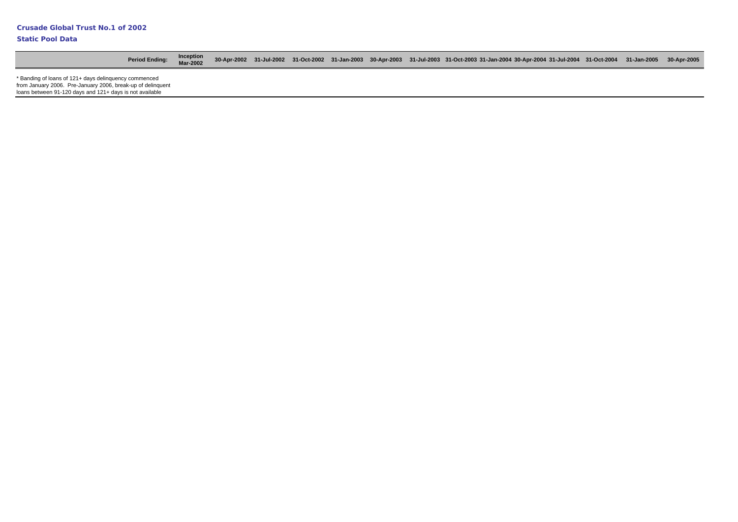**Crusade Global Trust No.1 of 2002**

**Static Pool Data**

| Period Ending: | Inception Mar-2002 | 30-Apr-2002 | 31-Jul-2002 | 31-Oct-2002 | 31-Jan-2003 | 30-Apr-2003 | 31-Jul-2003 | 31-Oct-2003 | 31-Jan-2004 | 30-Apr-2004 | 31-Jul-2004 | 31-Oct-2004 | 31-Jan-2005 | 30-Apr-2005 |
|---|---|---|---|---|---|---|---|---|---|---|---|---|---|---|

* Banding of loans of 121+ days delinquency commenced from January 2006. Pre-January 2006, break-up of delinquent loans between 91-120 days and 121+ days is not available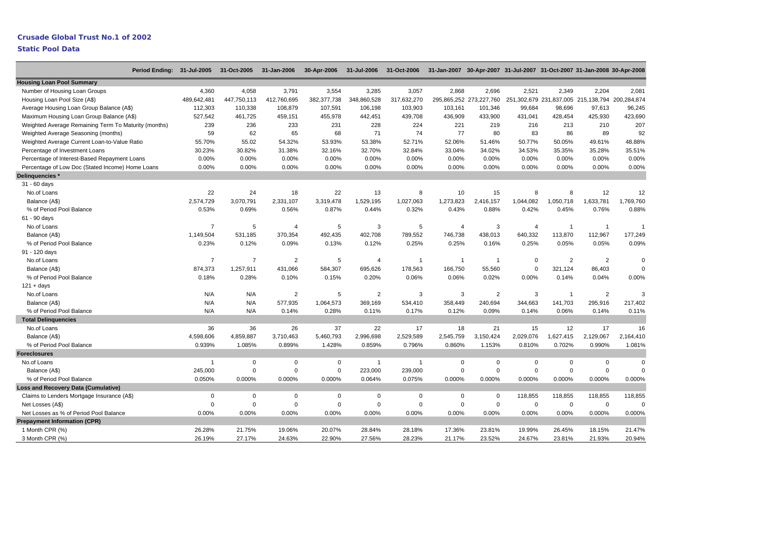# Crusade Global Trust No.1 of 2002

## Static Pool Data

| Period Ending: | 31-Jul-2005 | 31-Oct-2005 | 31-Jan-2006 | 30-Apr-2006 | 31-Jul-2006 | 31-Oct-2006 | 31-Jan-2007 | 30-Apr-2007 | 31-Jul-2007 | 31-Oct-2007 | 31-Jan-2008 | 30-Apr-2008 |
|---|---|---|---|---|---|---|---|---|---|---|---|---|
| **Housing Loan Pool Summary** | | | | | | | | | | | | |
| Number of Housing Loan Groups | 4,360 | 4,058 | 3,791 | 3,554 | 3,285 | 3,057 | 2,868 | 2,696 | 2,521 | 2,349 | 2,204 | 2,081 |
| Housing Loan Pool Size (A$) | 489,642,481 | 447,750,113 | 412,760,695 | 382,377,738 | 348,860,528 | 317,632,270 | 295,865,252 | 273,227,760 | 251,302,679 | 231,837,005 | 215,138,794 | 200,284,874 |
| Average Housing Loan Group Balance (A$) | 112,303 | 110,338 | 108,879 | 107,591 | 106,198 | 103,903 | 103,161 | 101,346 | 99,684 | 98,696 | 97,613 | 96,245 |
| Maximum Housing Loan Group Balance (A$) | 527,542 | 461,725 | 459,151 | 455,978 | 442,451 | 439,708 | 436,909 | 433,900 | 431,041 | 428,454 | 425,930 | 423,690 |
| Weighted Average Remaining Term To Maturity (months) | 239 | 236 | 233 | 231 | 228 | 224 | 221 | 219 | 216 | 213 | 210 | 207 |
| Weighted Average Seasoning (months) | 59 | 62 | 65 | 68 | 71 | 74 | 77 | 80 | 83 | 86 | 89 | 92 |
| Weighted Average Current Loan-to-Value Ratio | 55.70% | 55.02 | 54.32% | 53.93% | 53.38% | 52.71% | 52.06% | 51.46% | 50.77% | 50.05% | 49.61% | 48.88% |
| Percentage of Investment Loans | 30.23% | 30.82% | 31.38% | 32.16% | 32.70% | 32.84% | 33.04% | 34.02% | 34.53% | 35.35% | 35.28% | 35.51% |
| Percentage of Interest-Based Repayment Loans | 0.00% | 0.00% | 0.00% | 0.00% | 0.00% | 0.00% | 0.00% | 0.00% | 0.00% | 0.00% | 0.00% | 0.00% |
| Percentage of Low Doc (Stated Income) Home Loans | 0.00% | 0.00% | 0.00% | 0.00% | 0.00% | 0.00% | 0.00% | 0.00% | 0.00% | 0.00% | 0.00% | 0.00% |
| **Delinquencies *** | | | | | | | | | | | | |
| 31 - 60 days | | | | | | | | | | | | |
| No.of Loans | 22 | 24 | 18 | 22 | 13 | 8 | 10 | 15 | 8 | 8 | 12 | 12 |
| Balance (A$) | 2,574,729 | 3,070,791 | 2,331,107 | 3,319,478 | 1,529,195 | 1,027,063 | 1,273,823 | 2,416,157 | 1,044,082 | 1,050,718 | 1,633,781 | 1,769,760 |
| % of Period Pool Balance | 0.53% | 0.69% | 0.56% | 0.87% | 0.44% | 0.32% | 0.43% | 0.88% | 0.42% | 0.45% | 0.76% | 0.88% |
| 61 - 90 days | | | | | | | | | | | | |
| No.of Loans | 7 | 5 | 4 | 5 | 3 | 5 | 4 | 3 | 4 | 1 | 1 | 1 |
| Balance (A$) | 1,149,504 | 531,185 | 370,354 | 492,435 | 402,708 | 789,552 | 746,738 | 438,013 | 640,332 | 113,870 | 112,967 | 177,249 |
| % of Period Pool Balance | 0.23% | 0.12% | 0.09% | 0.13% | 0.12% | 0.25% | 0.25% | 0.16% | 0.25% | 0.05% | 0.05% | 0.09% |
| 91 - 120 days | | | | | | | | | | | | |
| No.of Loans | 7 | 7 | 2 | 5 | 4 | 1 | 1 | 1 | 0 | 2 | 2 | 0 |
| Balance (A$) | 874,373 | 1,257,911 | 431,066 | 584,307 | 695,626 | 178,563 | 166,750 | 55,560 | 0 | 321,124 | 86,403 | 0 |
| % of Period Pool Balance | 0.18% | 0.28% | 0.10% | 0.15% | 0.20% | 0.06% | 0.06% | 0.02% | 0.00% | 0.14% | 0.04% | 0.00% |
| 121 + days | | | | | | | | | | | | |
| No.of Loans | N/A | N/A | 2 | 5 | 2 | 3 | 3 | 2 | 3 | 1 | 2 | 3 |
| Balance (A$) | N/A | N/A | 577,935 | 1,064,573 | 369,169 | 534,410 | 358,449 | 240,694 | 344,663 | 141,703 | 295,916 | 217,402 |
| % of Period Pool Balance | N/A | N/A | 0.14% | 0.28% | 0.11% | 0.17% | 0.12% | 0.09% | 0.14% | 0.06% | 0.14% | 0.11% |
| **Total Delinquencies** | | | | | | | | | | | | |
| No.of Loans | 36 | 36 | 26 | 37 | 22 | 17 | 18 | 21 | 15 | 12 | 17 | 16 |
| Balance (A$) | 4,598,606 | 4,859,887 | 3,710,463 | 5,460,793 | 2,996,698 | 2,529,589 | 2,545,759 | 3,150,424 | 2,029,076 | 1,627,415 | 2,129,067 | 2,164,410 |
| % of Period Pool Balance | 0.939% | 1.085% | 0.899% | 1.428% | 0.859% | 0.796% | 0.860% | 1.153% | 0.810% | 0.702% | 0.990% | 1.081% |
| **Foreclosures** | | | | | | | | | | | | |
| No.of Loans | 1 | 0 | 0 | 0 | 1 | 1 | 0 | 0 | 0 | 0 | 0 | 0 |
| Balance (A$) | 245,000 | 0 | 0 | 0 | 223,000 | 239,000 | 0 | 0 | 0 | 0 | 0 | 0 |
| % of Period Pool Balance | 0.050% | 0.000% | 0.000% | 0.000% | 0.064% | 0.075% | 0.000% | 0.000% | 0.000% | 0.000% | 0.000% | 0.000% |
| **Loss and Recovery Data (Cumulative)** | | | | | | | | | | | | |
| Claims to Lenders Mortgage Insurance (A$) | 0 | 0 | 0 | 0 | 0 | 0 | 0 | 0 | 118,855 | 118,855 | 118,855 | 118,855 |
| Net Losses (A$) | 0 | 0 | 0 | 0 | 0 | 0 | 0 | 0 | 0 | 0 | 0 | 0 |
| Net Losses as % of Period Pool Balance | 0.00% | 0.00% | 0.00% | 0.00% | 0.00% | 0.00% | 0.00% | 0.00% | 0.00% | 0.00% | 0.000% | 0.000% |
| **Prepayment Information (CPR)** | | | | | | | | | | | | |
| 1 Month CPR (%) | 26.28% | 21.75% | 19.06% | 20.07% | 28.84% | 28.18% | 17.36% | 23.81% | 19.99% | 26.45% | 18.15% | 21.47% |
| 3 Month CPR (%) | 26.19% | 27.17% | 24.63% | 22.90% | 27.56% | 28.23% | 21.17% | 23.52% | 24.67% | 23.81% | 21.93% | 20.94% |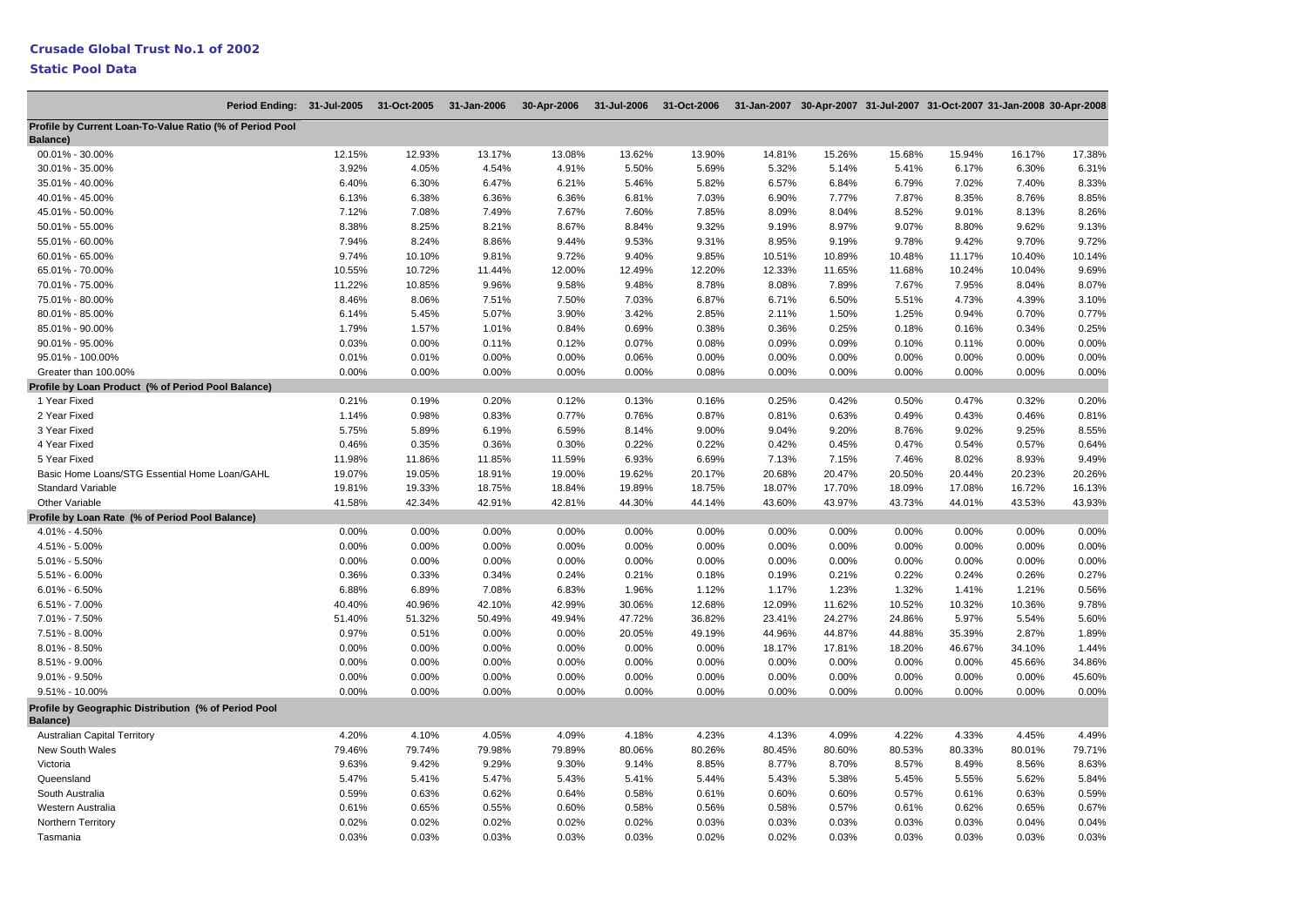# Crusade Global Trust No.1 of 2002

## Static Pool Data

| Period Ending: | 31-Jul-2005 | 31-Oct-2005 | 31-Jan-2006 | 30-Apr-2006 | 31-Jul-2006 | 31-Oct-2006 | 31-Jan-2007 | 30-Apr-2007 | 31-Jul-2007 | 31-Oct-2007 | 31-Jan-2008 | 30-Apr-2008 |
|---|---|---|---|---|---|---|---|---|---|---|---|---|
| **Profile by Current Loan-To-Value Ratio (% of Period Pool Balance)** | | | | | | | | | | | | |
| 00.01% - 30.00% | 12.15% | 12.93% | 13.17% | 13.08% | 13.62% | 13.90% | 14.81% | 15.26% | 15.68% | 15.94% | 16.17% | 17.38% |
| 30.01% - 35.00% | 3.92% | 4.05% | 4.54% | 4.91% | 5.50% | 5.69% | 5.32% | 5.14% | 5.41% | 6.17% | 6.30% | 6.31% |
| 35.01% - 40.00% | 6.40% | 6.30% | 6.47% | 6.21% | 5.46% | 5.82% | 6.57% | 6.84% | 6.79% | 7.02% | 7.40% | 8.33% |
| 40.01% - 45.00% | 6.13% | 6.38% | 6.36% | 6.36% | 6.81% | 7.03% | 6.90% | 7.77% | 7.87% | 8.35% | 8.76% | 8.85% |
| 45.01% - 50.00% | 7.12% | 7.08% | 7.49% | 7.67% | 7.60% | 7.85% | 8.09% | 8.04% | 8.52% | 9.01% | 8.13% | 8.26% |
| 50.01% - 55.00% | 8.38% | 8.25% | 8.21% | 8.67% | 8.84% | 9.32% | 9.19% | 8.97% | 9.07% | 8.80% | 9.62% | 9.13% |
| 55.01% - 60.00% | 7.94% | 8.24% | 8.86% | 9.44% | 9.53% | 9.31% | 8.95% | 9.19% | 9.78% | 9.42% | 9.70% | 9.72% |
| 60.01% - 65.00% | 9.74% | 10.10% | 9.81% | 9.72% | 9.40% | 9.85% | 10.51% | 10.89% | 10.48% | 11.17% | 10.40% | 10.14% |
| 65.01% - 70.00% | 10.55% | 10.72% | 11.44% | 12.00% | 12.49% | 12.20% | 12.33% | 11.65% | 11.68% | 10.24% | 10.04% | 9.69% |
| 70.01% - 75.00% | 11.22% | 10.85% | 9.96% | 9.58% | 9.48% | 8.78% | 8.08% | 7.89% | 7.67% | 7.95% | 8.04% | 8.07% |
| 75.01% - 80.00% | 8.46% | 8.06% | 7.51% | 7.50% | 7.03% | 6.87% | 6.71% | 6.50% | 5.51% | 4.73% | 4.39% | 3.10% |
| 80.01% - 85.00% | 6.14% | 5.45% | 5.07% | 3.90% | 3.42% | 2.85% | 2.11% | 1.50% | 1.25% | 0.94% | 0.70% | 0.77% |
| 85.01% - 90.00% | 1.79% | 1.57% | 1.01% | 0.84% | 0.69% | 0.38% | 0.36% | 0.25% | 0.18% | 0.16% | 0.34% | 0.25% |
| 90.01% - 95.00% | 0.03% | 0.00% | 0.11% | 0.12% | 0.07% | 0.08% | 0.09% | 0.09% | 0.10% | 0.11% | 0.00% | 0.00% |
| 95.01% - 100.00% | 0.01% | 0.01% | 0.00% | 0.00% | 0.06% | 0.00% | 0.00% | 0.00% | 0.00% | 0.00% | 0.00% | 0.00% |
| Greater than 100.00% | 0.00% | 0.00% | 0.00% | 0.00% | 0.00% | 0.08% | 0.00% | 0.00% | 0.00% | 0.00% | 0.00% | 0.00% |
| **Profile by Loan Product (% of Period Pool Balance)** | | | | | | | | | | | | |
| 1 Year Fixed | 0.21% | 0.19% | 0.20% | 0.12% | 0.13% | 0.16% | 0.25% | 0.42% | 0.50% | 0.47% | 0.32% | 0.20% |
| 2 Year Fixed | 1.14% | 0.98% | 0.83% | 0.77% | 0.76% | 0.87% | 0.81% | 0.63% | 0.49% | 0.43% | 0.46% | 0.81% |
| 3 Year Fixed | 5.75% | 5.89% | 6.19% | 6.59% | 8.14% | 9.00% | 9.04% | 9.20% | 8.76% | 9.02% | 9.25% | 8.55% |
| 4 Year Fixed | 0.46% | 0.35% | 0.36% | 0.30% | 0.22% | 0.22% | 0.42% | 0.45% | 0.47% | 0.54% | 0.57% | 0.64% |
| 5 Year Fixed | 11.98% | 11.86% | 11.85% | 11.59% | 6.93% | 6.69% | 7.13% | 7.15% | 7.46% | 8.02% | 8.93% | 9.49% |
| Basic Home Loans/STG Essential Home Loan/GAHL | 19.07% | 19.05% | 18.91% | 19.00% | 19.62% | 20.17% | 20.68% | 20.47% | 20.50% | 20.44% | 20.23% | 20.26% |
| Standard Variable | 19.81% | 19.33% | 18.75% | 18.84% | 19.89% | 18.75% | 18.07% | 17.70% | 18.09% | 17.08% | 16.72% | 16.13% |
| Other Variable | 41.58% | 42.34% | 42.91% | 42.81% | 44.30% | 44.14% | 43.60% | 43.97% | 43.73% | 44.01% | 43.53% | 43.93% |
| **Profile by Loan Rate (% of Period Pool Balance)** | | | | | | | | | | | | |
| 4.01% - 4.50% | 0.00% | 0.00% | 0.00% | 0.00% | 0.00% | 0.00% | 0.00% | 0.00% | 0.00% | 0.00% | 0.00% | 0.00% |
| 4.51% - 5.00% | 0.00% | 0.00% | 0.00% | 0.00% | 0.00% | 0.00% | 0.00% | 0.00% | 0.00% | 0.00% | 0.00% | 0.00% |
| 5.01% - 5.50% | 0.00% | 0.00% | 0.00% | 0.00% | 0.00% | 0.00% | 0.00% | 0.00% | 0.00% | 0.00% | 0.00% | 0.00% |
| 5.51% - 6.00% | 0.36% | 0.33% | 0.34% | 0.24% | 0.21% | 0.18% | 0.19% | 0.21% | 0.22% | 0.24% | 0.26% | 0.27% |
| 6.01% - 6.50% | 6.88% | 6.89% | 7.08% | 6.83% | 1.96% | 1.12% | 1.17% | 1.23% | 1.32% | 1.41% | 1.21% | 0.56% |
| 6.51% - 7.00% | 40.40% | 40.96% | 42.10% | 42.99% | 30.06% | 12.68% | 12.09% | 11.62% | 10.52% | 10.32% | 10.36% | 9.78% |
| 7.01% - 7.50% | 51.40% | 51.32% | 50.49% | 49.94% | 47.72% | 36.82% | 23.41% | 24.27% | 24.86% | 5.97% | 5.54% | 5.60% |
| 7.51% - 8.00% | 0.97% | 0.51% | 0.00% | 0.00% | 20.05% | 49.19% | 44.96% | 44.87% | 44.88% | 35.39% | 2.87% | 1.89% |
| 8.01% - 8.50% | 0.00% | 0.00% | 0.00% | 0.00% | 0.00% | 0.00% | 18.17% | 17.81% | 18.20% | 46.67% | 34.10% | 1.44% |
| 8.51% - 9.00% | 0.00% | 0.00% | 0.00% | 0.00% | 0.00% | 0.00% | 0.00% | 0.00% | 0.00% | 0.00% | 45.66% | 34.86% |
| 9.01% - 9.50% | 0.00% | 0.00% | 0.00% | 0.00% | 0.00% | 0.00% | 0.00% | 0.00% | 0.00% | 0.00% | 0.00% | 45.60% |
| 9.51% - 10.00% | 0.00% | 0.00% | 0.00% | 0.00% | 0.00% | 0.00% | 0.00% | 0.00% | 0.00% | 0.00% | 0.00% | 0.00% |
| **Profile by Geographic Distribution (% of Period Pool Balance)** | | | | | | | | | | | | |
| Australian Capital Territory | 4.20% | 4.10% | 4.05% | 4.09% | 4.18% | 4.23% | 4.13% | 4.09% | 4.22% | 4.33% | 4.45% | 4.49% |
| New South Wales | 79.46% | 79.74% | 79.98% | 79.89% | 80.06% | 80.26% | 80.45% | 80.60% | 80.53% | 80.33% | 80.01% | 79.71% |
| Victoria | 9.63% | 9.42% | 9.29% | 9.30% | 9.14% | 8.85% | 8.77% | 8.70% | 8.57% | 8.49% | 8.56% | 8.63% |
| Queensland | 5.47% | 5.41% | 5.47% | 5.43% | 5.41% | 5.44% | 5.43% | 5.38% | 5.45% | 5.55% | 5.62% | 5.84% |
| South Australia | 0.59% | 0.63% | 0.62% | 0.64% | 0.58% | 0.61% | 0.60% | 0.60% | 0.57% | 0.61% | 0.63% | 0.59% |
| Western Australia | 0.61% | 0.65% | 0.55% | 0.60% | 0.58% | 0.56% | 0.58% | 0.57% | 0.61% | 0.62% | 0.65% | 0.67% |
| Northern Territory | 0.02% | 0.02% | 0.02% | 0.02% | 0.02% | 0.03% | 0.03% | 0.03% | 0.03% | 0.03% | 0.04% | 0.04% |
| Tasmania | 0.03% | 0.03% | 0.03% | 0.03% | 0.03% | 0.02% | 0.02% | 0.03% | 0.03% | 0.03% | 0.03% | 0.03% |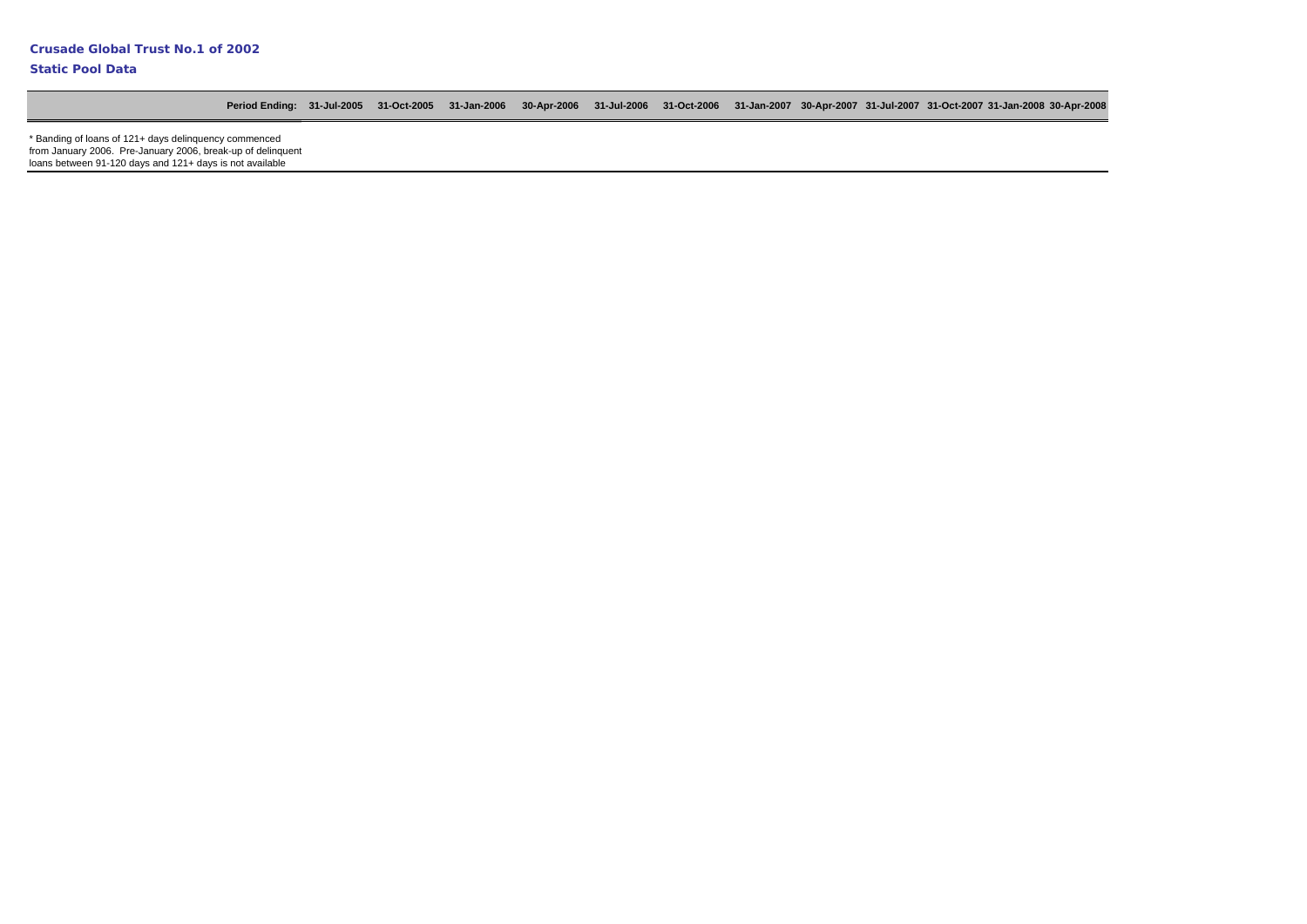**Crusade Global Trust No.1 of 2002**

**Static Pool Data**

| Period Ending: | 31-Jul-2005 | 31-Oct-2005 | 31-Jan-2006 | 30-Apr-2006 | 31-Jul-2006 | 31-Oct-2006 | 31-Jan-2007 | 30-Apr-2007 | 31-Jul-2007 | 31-Oct-2007 | 31-Jan-2008 | 30-Apr-2008 |
|---|---|---|---|---|---|---|---|---|---|---|---|---|

* Banding of loans of 121+ days delinquency commenced from January 2006. Pre-January 2006, break-up of delinquent loans between 91-120 days and 121+ days is not available